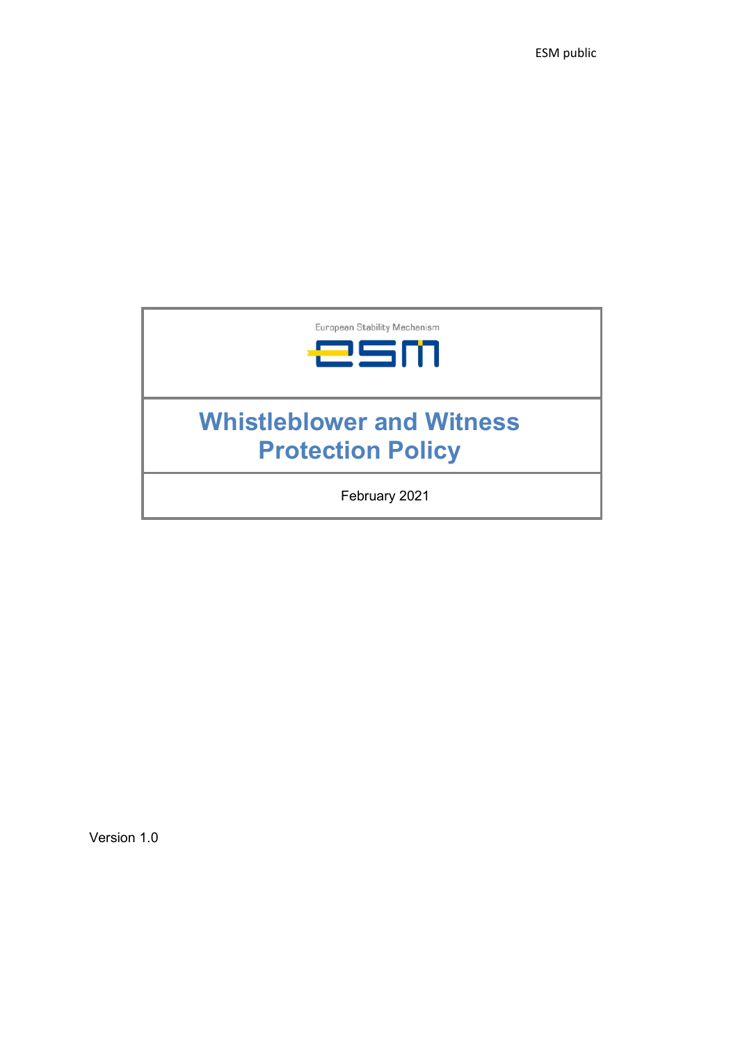ESM public

European Stability Mechanism

# Whistleblower and Witness Protection Policy

February 2021

Version 1.0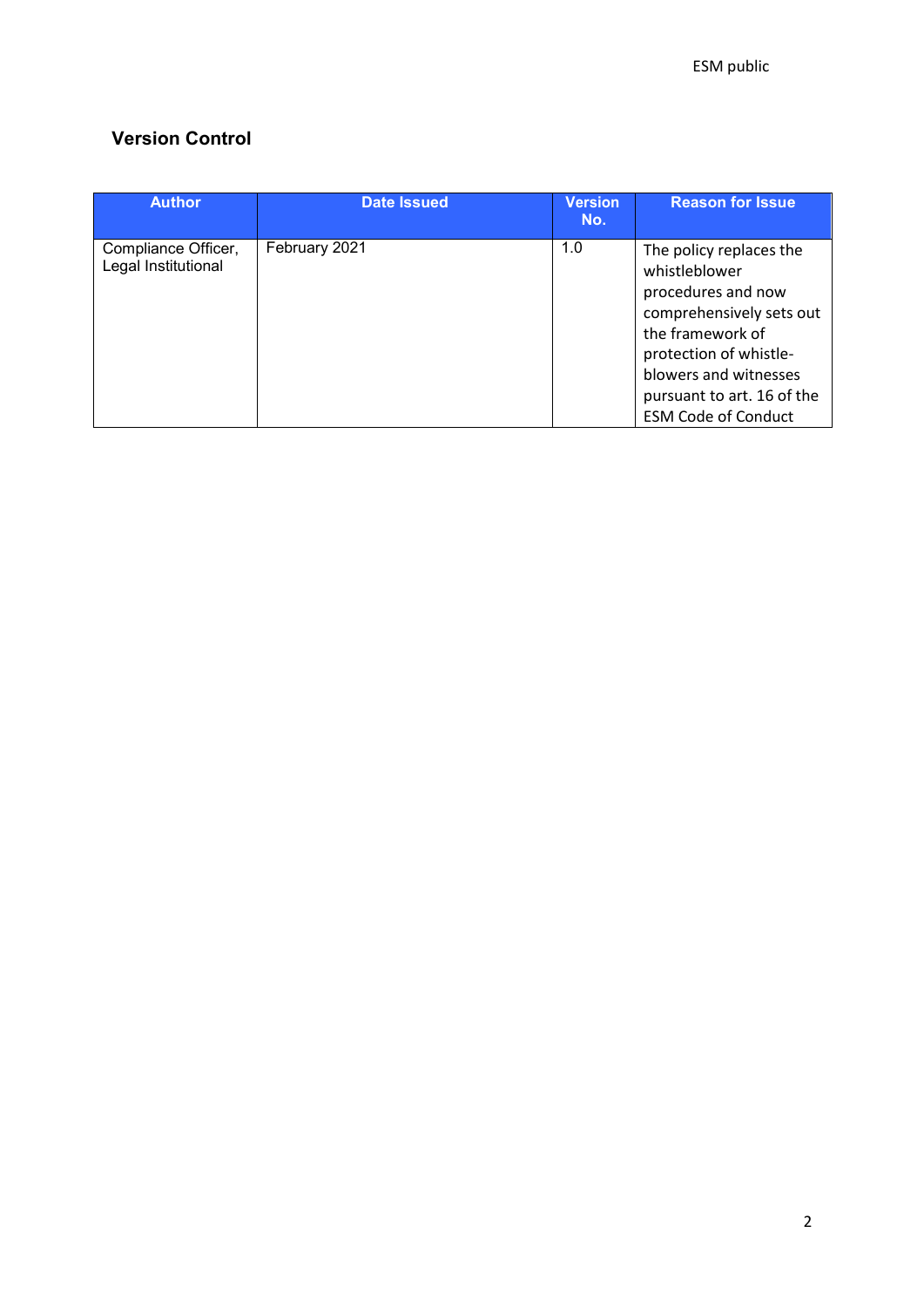## Version Control

| Author | Date Issued | Version No. | Reason for Issue |
|---|---|---|---|
| Compliance Officer, Legal Institutional | February 2021 | 1.0 | The policy replaces the whistleblower procedures and now comprehensively sets out the framework of protection of whistle-blowers and witnesses pursuant to art. 16 of the ESM Code of Conduct |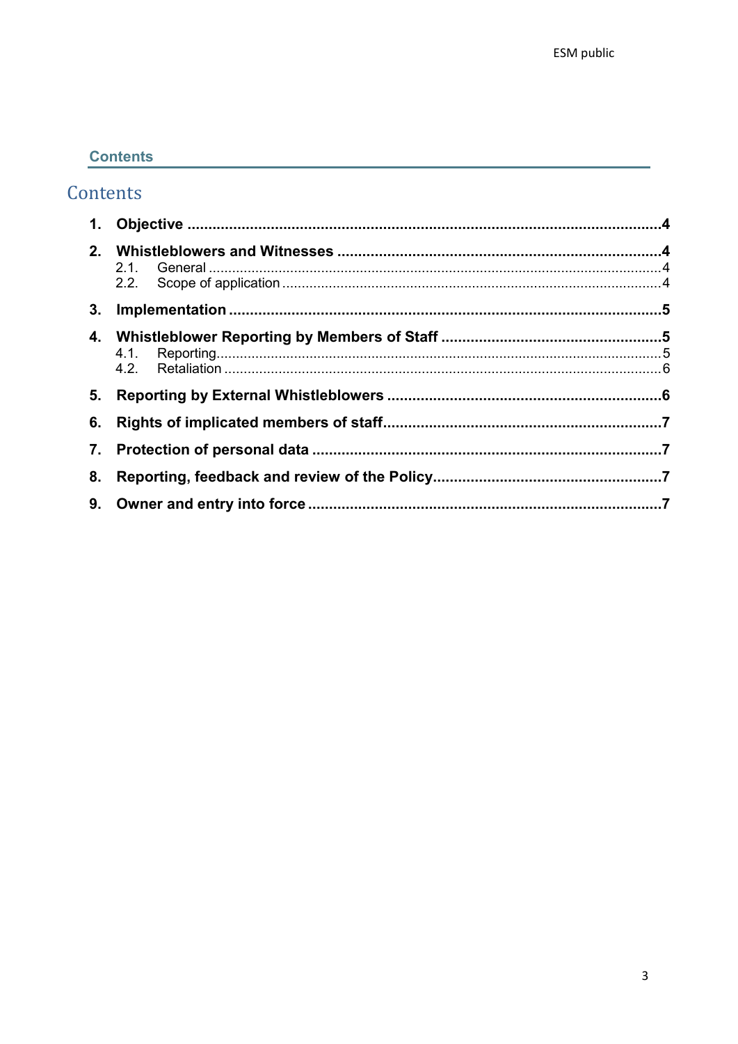**Contents**

# Contents

1. **Objective** ....................................................................................................... **4**
2. **Whistleblowers and Witnesses** .................................................................. **4**
   - 2.1. General ........................................................................................................ 4
   - 2.2. Scope of application .................................................................................... 4
3. **Implementation** ............................................................................................ **5**
4. **Whistleblower Reporting by Members of Staff** ........................................... **5**
   - 4.1. Reporting...................................................................................................... 5
   - 4.2. Retaliation ................................................................................................... 6
5. **Reporting by External Whistleblowers** ........................................................ **6**
6. **Rights of implicated members of staff**......................................................... **7**
7. **Protection of personal data** ......................................................................... **7**
8. **Reporting, feedback and review of the Policy**.............................................. **7**
9. **Owner and entry into force** .......................................................................... **7**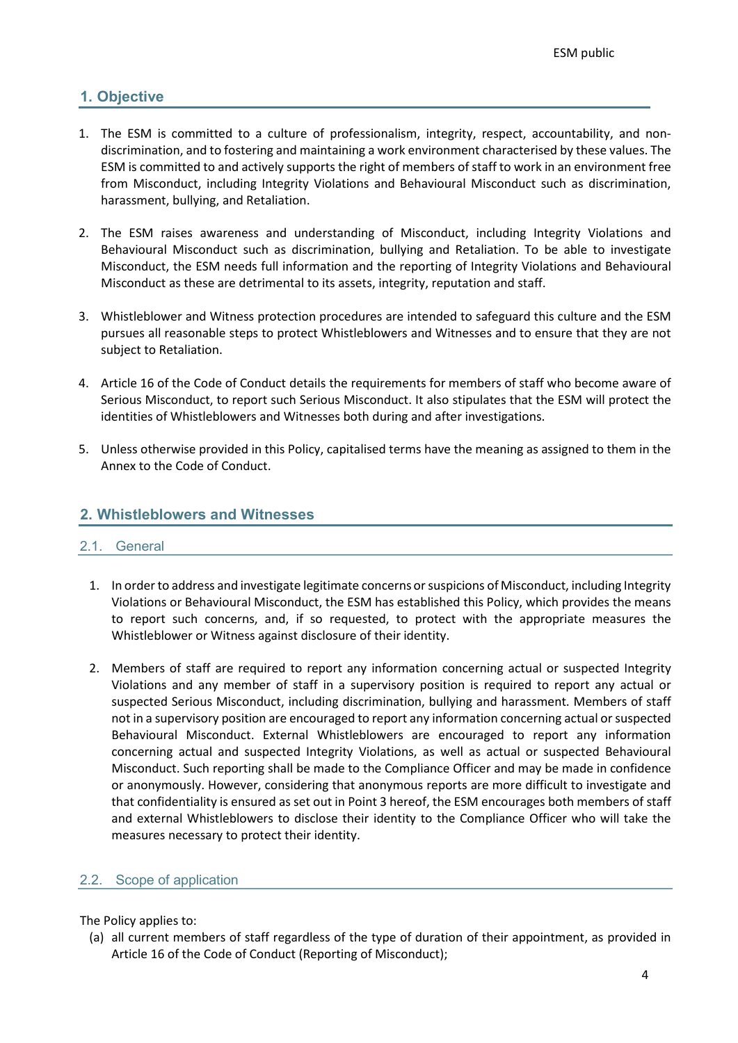## 1. Objective

1. The ESM is committed to a culture of professionalism, integrity, respect, accountability, and non-discrimination, and to fostering and maintaining a work environment characterised by these values. The ESM is committed to and actively supports the right of members of staff to work in an environment free from Misconduct, including Integrity Violations and Behavioural Misconduct such as discrimination, harassment, bullying, and Retaliation.

2. The ESM raises awareness and understanding of Misconduct, including Integrity Violations and Behavioural Misconduct such as discrimination, bullying and Retaliation. To be able to investigate Misconduct, the ESM needs full information and the reporting of Integrity Violations and Behavioural Misconduct as these are detrimental to its assets, integrity, reputation and staff.

3. Whistleblower and Witness protection procedures are intended to safeguard this culture and the ESM pursues all reasonable steps to protect Whistleblowers and Witnesses and to ensure that they are not subject to Retaliation.

4. Article 16 of the Code of Conduct details the requirements for members of staff who become aware of Serious Misconduct, to report such Serious Misconduct. It also stipulates that the ESM will protect the identities of Whistleblowers and Witnesses both during and after investigations.

5. Unless otherwise provided in this Policy, capitalised terms have the meaning as assigned to them in the Annex to the Code of Conduct.

## 2. Whistleblowers and Witnesses

### 2.1. General

1. In order to address and investigate legitimate concerns or suspicions of Misconduct, including Integrity Violations or Behavioural Misconduct, the ESM has established this Policy, which provides the means to report such concerns, and, if so requested, to protect with the appropriate measures the Whistleblower or Witness against disclosure of their identity.

2. Members of staff are required to report any information concerning actual or suspected Integrity Violations and any member of staff in a supervisory position is required to report any actual or suspected Serious Misconduct, including discrimination, bullying and harassment. Members of staff not in a supervisory position are encouraged to report any information concerning actual or suspected Behavioural Misconduct. External Whistleblowers are encouraged to report any information concerning actual and suspected Integrity Violations, as well as actual or suspected Behavioural Misconduct. Such reporting shall be made to the Compliance Officer and may be made in confidence or anonymously. However, considering that anonymous reports are more difficult to investigate and that confidentiality is ensured as set out in Point 3 hereof, the ESM encourages both members of staff and external Whistleblowers to disclose their identity to the Compliance Officer who will take the measures necessary to protect their identity.

### 2.2. Scope of application

The Policy applies to:

(a) all current members of staff regardless of the type of duration of their appointment, as provided in Article 16 of the Code of Conduct (Reporting of Misconduct);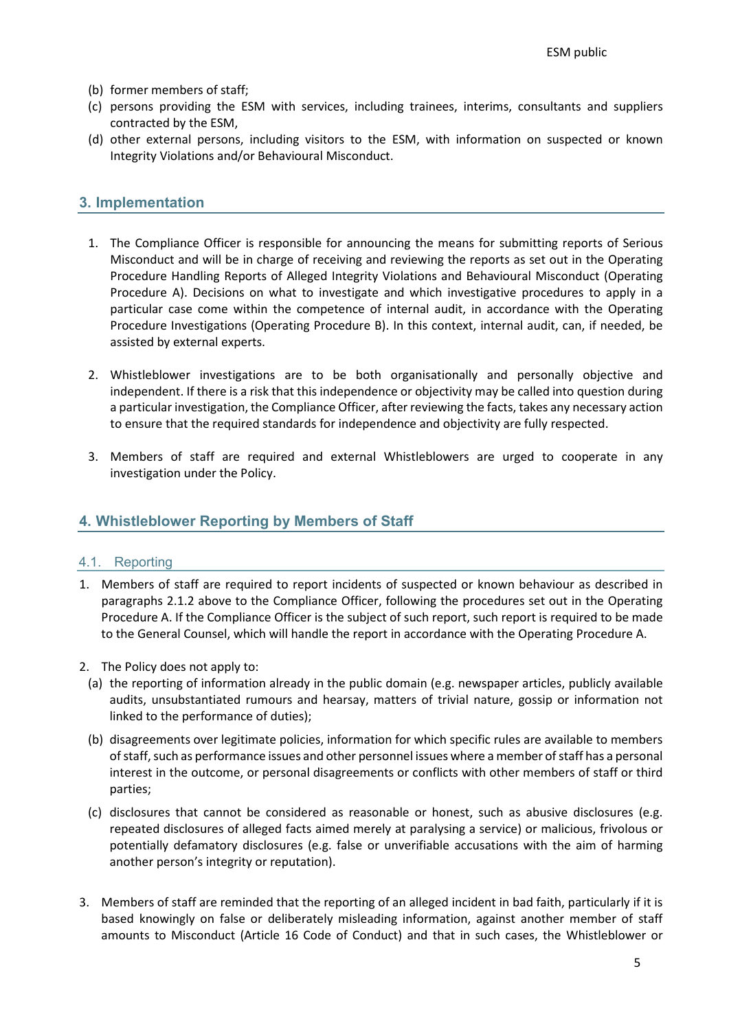(b) former members of staff;

(c) persons providing the ESM with services, including trainees, interims, consultants and suppliers contracted by the ESM,

(d) other external persons, including visitors to the ESM, with information on suspected or known Integrity Violations and/or Behavioural Misconduct.

## 3. Implementation

1. The Compliance Officer is responsible for announcing the means for submitting reports of Serious Misconduct and will be in charge of receiving and reviewing the reports as set out in the Operating Procedure Handling Reports of Alleged Integrity Violations and Behavioural Misconduct (Operating Procedure A). Decisions on what to investigate and which investigative procedures to apply in a particular case come within the competence of internal audit, in accordance with the Operating Procedure Investigations (Operating Procedure B). In this context, internal audit, can, if needed, be assisted by external experts.

2. Whistleblower investigations are to be both organisationally and personally objective and independent. If there is a risk that this independence or objectivity may be called into question during a particular investigation, the Compliance Officer, after reviewing the facts, takes any necessary action to ensure that the required standards for independence and objectivity are fully respected.

3. Members of staff are required and external Whistleblowers are urged to cooperate in any investigation under the Policy.

## 4. Whistleblower Reporting by Members of Staff

### 4.1. Reporting

1. Members of staff are required to report incidents of suspected or known behaviour as described in paragraphs 2.1.2 above to the Compliance Officer, following the procedures set out in the Operating Procedure A. If the Compliance Officer is the subject of such report, such report is required to be made to the General Counsel, which will handle the report in accordance with the Operating Procedure A.

2. The Policy does not apply to:

   (a) the reporting of information already in the public domain (e.g. newspaper articles, publicly available audits, unsubstantiated rumours and hearsay, matters of trivial nature, gossip or information not linked to the performance of duties);

   (b) disagreements over legitimate policies, information for which specific rules are available to members of staff, such as performance issues and other personnel issues where a member of staff has a personal interest in the outcome, or personal disagreements or conflicts with other members of staff or third parties;

   (c) disclosures that cannot be considered as reasonable or honest, such as abusive disclosures (e.g. repeated disclosures of alleged facts aimed merely at paralysing a service) or malicious, frivolous or potentially defamatory disclosures (e.g. false or unverifiable accusations with the aim of harming another person's integrity or reputation).

3. Members of staff are reminded that the reporting of an alleged incident in bad faith, particularly if it is based knowingly on false or deliberately misleading information, against another member of staff amounts to Misconduct (Article 16 Code of Conduct) and that in such cases, the Whistleblower or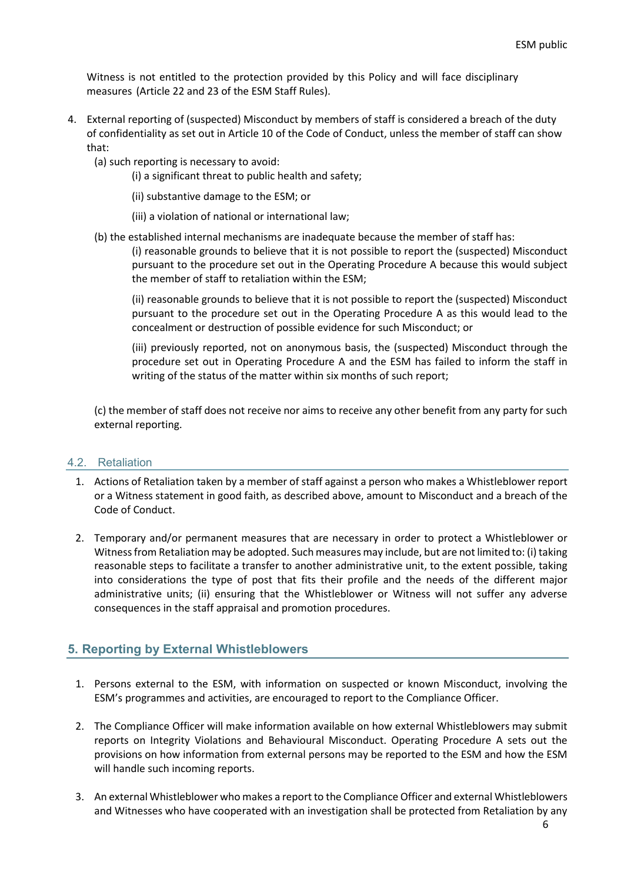Witness is not entitled to the protection provided by this Policy and will face disciplinary measures (Article 22 and 23 of the ESM Staff Rules).

4. External reporting of (suspected) Misconduct by members of staff is considered a breach of the duty of confidentiality as set out in Article 10 of the Code of Conduct, unless the member of staff can show that:

   (a) such reporting is necessary to avoid:

   (i) a significant threat to public health and safety;

   (ii) substantive damage to the ESM; or

   (iii) a violation of national or international law;

   (b) the established internal mechanisms are inadequate because the member of staff has:

   (i) reasonable grounds to believe that it is not possible to report the (suspected) Misconduct pursuant to the procedure set out in the Operating Procedure A because this would subject the member of staff to retaliation within the ESM;

   (ii) reasonable grounds to believe that it is not possible to report the (suspected) Misconduct pursuant to the procedure set out in the Operating Procedure A as this would lead to the concealment or destruction of possible evidence for such Misconduct; or

   (iii) previously reported, not on anonymous basis, the (suspected) Misconduct through the procedure set out in Operating Procedure A and the ESM has failed to inform the staff in writing of the status of the matter within six months of such report;

   (c) the member of staff does not receive nor aims to receive any other benefit from any party for such external reporting.

### 4.2. Retaliation

1. Actions of Retaliation taken by a member of staff against a person who makes a Whistleblower report or a Witness statement in good faith, as described above, amount to Misconduct and a breach of the Code of Conduct.

2. Temporary and/or permanent measures that are necessary in order to protect a Whistleblower or Witness from Retaliation may be adopted. Such measures may include, but are not limited to: (i) taking reasonable steps to facilitate a transfer to another administrative unit, to the extent possible, taking into considerations the type of post that fits their profile and the needs of the different major administrative units; (ii) ensuring that the Whistleblower or Witness will not suffer any adverse consequences in the staff appraisal and promotion procedures.

## 5. Reporting by External Whistleblowers

1. Persons external to the ESM, with information on suspected or known Misconduct, involving the ESM's programmes and activities, are encouraged to report to the Compliance Officer.

2. The Compliance Officer will make information available on how external Whistleblowers may submit reports on Integrity Violations and Behavioural Misconduct. Operating Procedure A sets out the provisions on how information from external persons may be reported to the ESM and how the ESM will handle such incoming reports.

3. An external Whistleblower who makes a report to the Compliance Officer and external Whistleblowers and Witnesses who have cooperated with an investigation shall be protected from Retaliation by any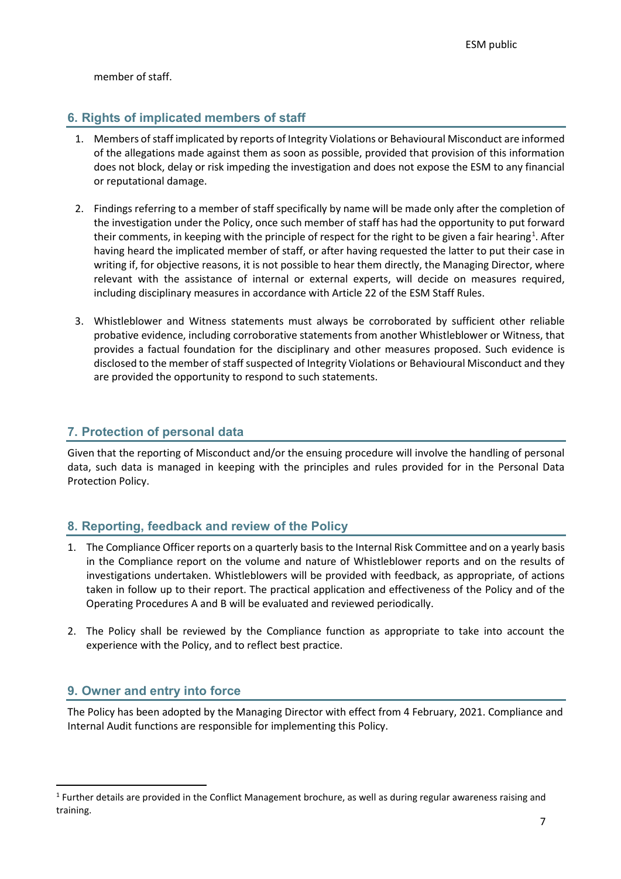member of staff.

## 6. Rights of implicated members of staff

1. Members of staff implicated by reports of Integrity Violations or Behavioural Misconduct are informed of the allegations made against them as soon as possible, provided that provision of this information does not block, delay or risk impeding the investigation and does not expose the ESM to any financial or reputational damage.

2. Findings referring to a member of staff specifically by name will be made only after the completion of the investigation under the Policy, once such member of staff has had the opportunity to put forward their comments, in keeping with the principle of respect for the right to be given a fair hearing[1]. After having heard the implicated member of staff, or after having requested the latter to put their case in writing if, for objective reasons, it is not possible to hear them directly, the Managing Director, where relevant with the assistance of internal or external experts, will decide on measures required, including disciplinary measures in accordance with Article 22 of the ESM Staff Rules.

3. Whistleblower and Witness statements must always be corroborated by sufficient other reliable probative evidence, including corroborative statements from another Whistleblower or Witness, that provides a factual foundation for the disciplinary and other measures proposed. Such evidence is disclosed to the member of staff suspected of Integrity Violations or Behavioural Misconduct and they are provided the opportunity to respond to such statements.

## 7. Protection of personal data

Given that the reporting of Misconduct and/or the ensuing procedure will involve the handling of personal data, such data is managed in keeping with the principles and rules provided for in the Personal Data Protection Policy.

## 8. Reporting, feedback and review of the Policy

1. The Compliance Officer reports on a quarterly basis to the Internal Risk Committee and on a yearly basis in the Compliance report on the volume and nature of Whistleblower reports and on the results of investigations undertaken. Whistleblowers will be provided with feedback, as appropriate, of actions taken in follow up to their report. The practical application and effectiveness of the Policy and of the Operating Procedures A and B will be evaluated and reviewed periodically.

2. The Policy shall be reviewed by the Compliance function as appropriate to take into account the experience with the Policy, and to reflect best practice.

## 9. Owner and entry into force

The Policy has been adopted by the Managing Director with effect from 4 February, 2021. Compliance and Internal Audit functions are responsible for implementing this Policy.

---

[1] Further details are provided in the Conflict Management brochure, as well as during regular awareness raising and training.